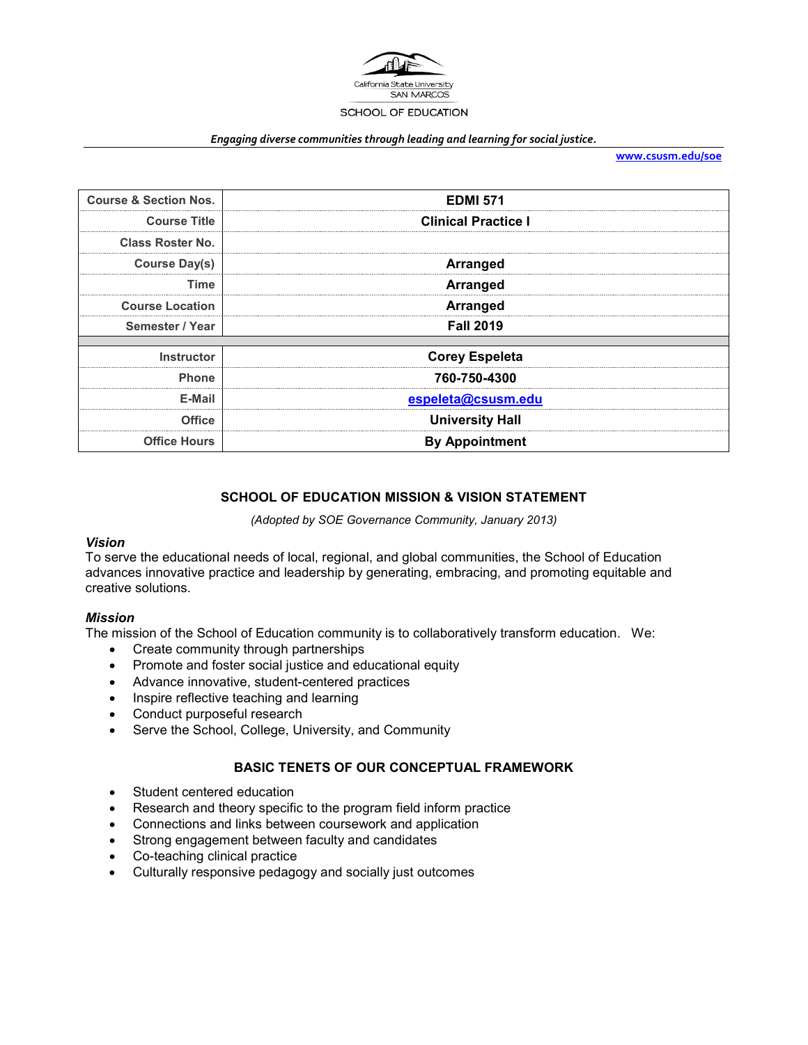California State University
SAN MARCOS

SCHOOL OF EDUCATION

*Engaging diverse communities through leading and learning for social justice.*

www.csusm.edu/soe

| Course & Section Nos. | EDMI 571 |
|---|---|
| Course Title | Clinical Practice I |
| Class Roster No. | |
| Course Day(s) | Arranged |
| Time | Arranged |
| Course Location | Arranged |
| Semester / Year | Fall 2019 |
| | |
| Instructor | Corey Espeleta |
| Phone | 760-750-4300 |
| E-Mail | espeleta@csusm.edu |
| Office | University Hall |
| Office Hours | By Appointment |

## SCHOOL OF EDUCATION MISSION & VISION STATEMENT

*(Adopted by SOE Governance Community, January 2013)*

### *Vision*

To serve the educational needs of local, regional, and global communities, the School of Education advances innovative practice and leadership by generating, embracing, and promoting equitable and creative solutions.

### *Mission*

The mission of the School of Education community is to collaboratively transform education. We:

- Create community through partnerships
- Promote and foster social justice and educational equity
- Advance innovative, student-centered practices
- Inspire reflective teaching and learning
- Conduct purposeful research
- Serve the School, College, University, and Community

## BASIC TENETS OF OUR CONCEPTUAL FRAMEWORK

- Student centered education
- Research and theory specific to the program field inform practice
- Connections and links between coursework and application
- Strong engagement between faculty and candidates
- Co-teaching clinical practice
- Culturally responsive pedagogy and socially just outcomes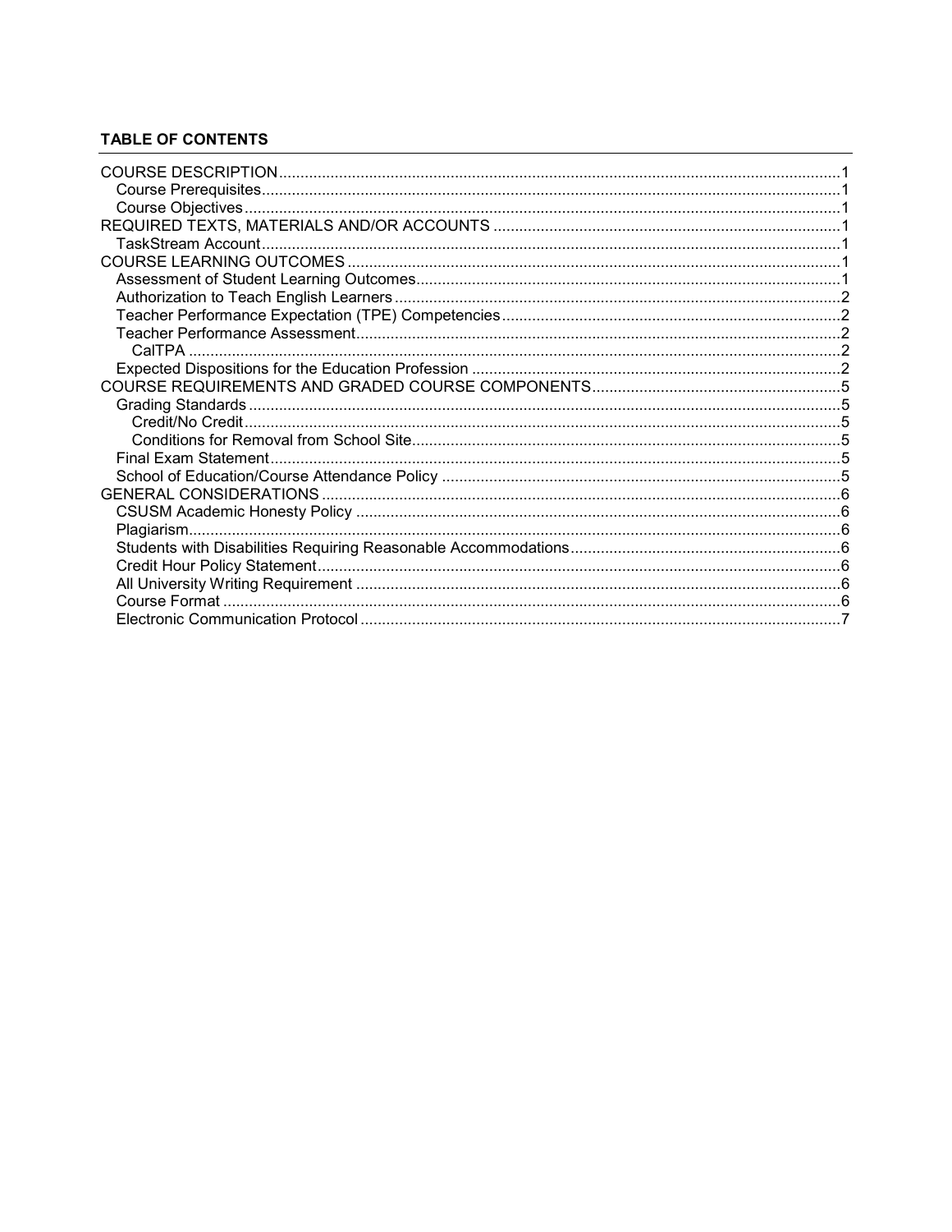**TABLE OF CONTENTS**

- COURSE DESCRIPTION .......... 1
  - Course Prerequisites .......... 1
  - Course Objectives .......... 1
- REQUIRED TEXTS, MATERIALS AND/OR ACCOUNTS .......... 1
  - TaskStream Account .......... 1
- COURSE LEARNING OUTCOMES .......... 1
  - Assessment of Student Learning Outcomes .......... 1
  - Authorization to Teach English Learners .......... 2
  - Teacher Performance Expectation (TPE) Competencies .......... 2
  - Teacher Performance Assessment .......... 2
    - CalTPA .......... 2
  - Expected Dispositions for the Education Profession .......... 2
- COURSE REQUIREMENTS AND GRADED COURSE COMPONENTS .......... 5
  - Grading Standards .......... 5
    - Credit/No Credit .......... 5
    - Conditions for Removal from School Site .......... 5
  - Final Exam Statement .......... 5
  - School of Education/Course Attendance Policy .......... 5
- GENERAL CONSIDERATIONS .......... 6
  - CSUSM Academic Honesty Policy .......... 6
  - Plagiarism .......... 6
  - Students with Disabilities Requiring Reasonable Accommodations .......... 6
  - Credit Hour Policy Statement .......... 6
  - All University Writing Requirement .......... 6
  - Course Format .......... 6
  - Electronic Communication Protocol .......... 7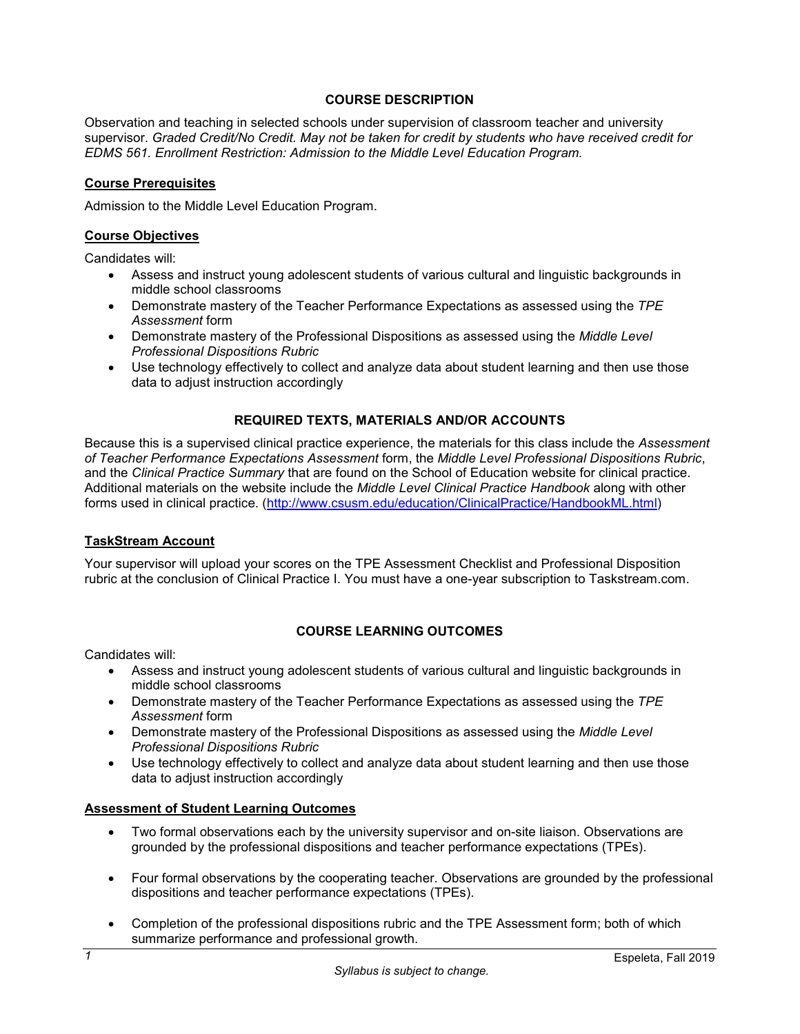## COURSE DESCRIPTION

Observation and teaching in selected schools under supervision of classroom teacher and university supervisor. *Graded Credit/No Credit. May not be taken for credit by students who have received credit for EDMS 561. Enrollment Restriction: Admission to the Middle Level Education Program.*

### Course Prerequisites

Admission to the Middle Level Education Program.

### Course Objectives

Candidates will:

- Assess and instruct young adolescent students of various cultural and linguistic backgrounds in middle school classrooms
- Demonstrate mastery of the Teacher Performance Expectations as assessed using the *TPE Assessment* form
- Demonstrate mastery of the Professional Dispositions as assessed using the *Middle Level Professional Dispositions Rubric*
- Use technology effectively to collect and analyze data about student learning and then use those data to adjust instruction accordingly

## REQUIRED TEXTS, MATERIALS AND/OR ACCOUNTS

Because this is a supervised clinical practice experience, the materials for this class include the *Assessment of Teacher Performance Expectations Assessment* form, the *Middle Level Professional Dispositions Rubric*, and the *Clinical Practice Summary* that are found on the School of Education website for clinical practice. Additional materials on the website include the *Middle Level Clinical Practice Handbook* along with other forms used in clinical practice. (http://www.csusm.edu/education/ClinicalPractice/HandbookML.html)

### TaskStream Account

Your supervisor will upload your scores on the TPE Assessment Checklist and Professional Disposition rubric at the conclusion of Clinical Practice I. You must have a one-year subscription to Taskstream.com.

## COURSE LEARNING OUTCOMES

Candidates will:

- Assess and instruct young adolescent students of various cultural and linguistic backgrounds in middle school classrooms
- Demonstrate mastery of the Teacher Performance Expectations as assessed using the *TPE Assessment* form
- Demonstrate mastery of the Professional Dispositions as assessed using the *Middle Level Professional Dispositions Rubric*
- Use technology effectively to collect and analyze data about student learning and then use those data to adjust instruction accordingly

### Assessment of Student Learning Outcomes

- Two formal observations each by the university supervisor and on-site liaison. Observations are grounded by the professional dispositions and teacher performance expectations (TPEs).
- Four formal observations by the cooperating teacher. Observations are grounded by the professional dispositions and teacher performance expectations (TPEs).
- Completion of the professional dispositions rubric and the TPE Assessment form; both of which summarize performance and professional growth.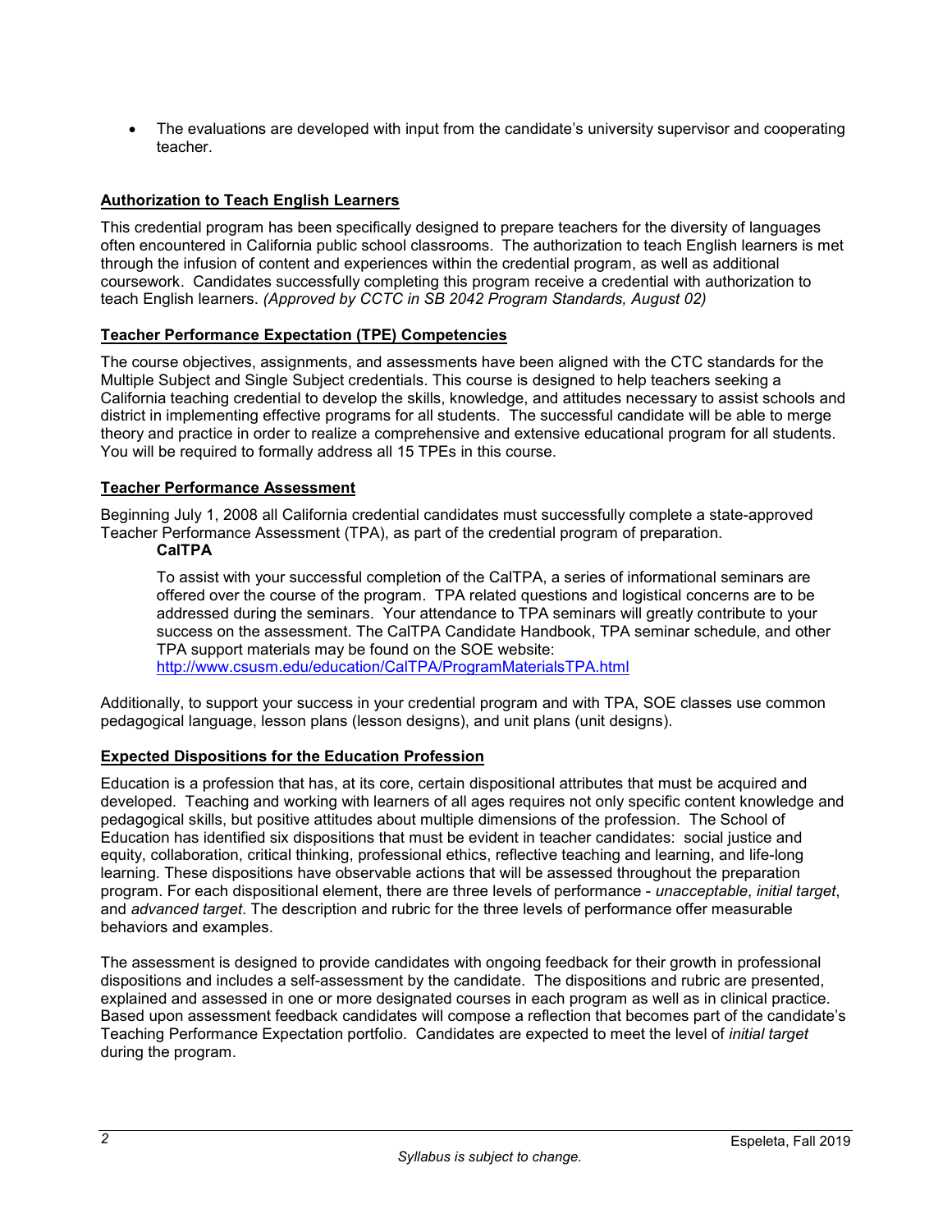- The evaluations are developed with input from the candidate's university supervisor and cooperating teacher.

## Authorization to Teach English Learners

This credential program has been specifically designed to prepare teachers for the diversity of languages often encountered in California public school classrooms. The authorization to teach English learners is met through the infusion of content and experiences within the credential program, as well as additional coursework. Candidates successfully completing this program receive a credential with authorization to teach English learners. *(Approved by CCTC in SB 2042 Program Standards, August 02)*

## Teacher Performance Expectation (TPE) Competencies

The course objectives, assignments, and assessments have been aligned with the CTC standards for the Multiple Subject and Single Subject credentials. This course is designed to help teachers seeking a California teaching credential to develop the skills, knowledge, and attitudes necessary to assist schools and district in implementing effective programs for all students. The successful candidate will be able to merge theory and practice in order to realize a comprehensive and extensive educational program for all students. You will be required to formally address all 15 TPEs in this course.

## Teacher Performance Assessment

Beginning July 1, 2008 all California credential candidates must successfully complete a state-approved Teacher Performance Assessment (TPA), as part of the credential program of preparation.

**CalTPA**

To assist with your successful completion of the CalTPA, a series of informational seminars are offered over the course of the program. TPA related questions and logistical concerns are to be addressed during the seminars. Your attendance to TPA seminars will greatly contribute to your success on the assessment. The CalTPA Candidate Handbook, TPA seminar schedule, and other TPA support materials may be found on the SOE website: http://www.csusm.edu/education/CalTPA/ProgramMaterialsTPA.html

Additionally, to support your success in your credential program and with TPA, SOE classes use common pedagogical language, lesson plans (lesson designs), and unit plans (unit designs).

## Expected Dispositions for the Education Profession

Education is a profession that has, at its core, certain dispositional attributes that must be acquired and developed. Teaching and working with learners of all ages requires not only specific content knowledge and pedagogical skills, but positive attitudes about multiple dimensions of the profession. The School of Education has identified six dispositions that must be evident in teacher candidates: social justice and equity, collaboration, critical thinking, professional ethics, reflective teaching and learning, and life-long learning. These dispositions have observable actions that will be assessed throughout the preparation program. For each dispositional element, there are three levels of performance - *unacceptable*, *initial target*, and *advanced target*. The description and rubric for the three levels of performance offer measurable behaviors and examples.

The assessment is designed to provide candidates with ongoing feedback for their growth in professional dispositions and includes a self-assessment by the candidate. The dispositions and rubric are presented, explained and assessed in one or more designated courses in each program as well as in clinical practice. Based upon assessment feedback candidates will compose a reflection that becomes part of the candidate's Teaching Performance Expectation portfolio. Candidates are expected to meet the level of *initial target* during the program.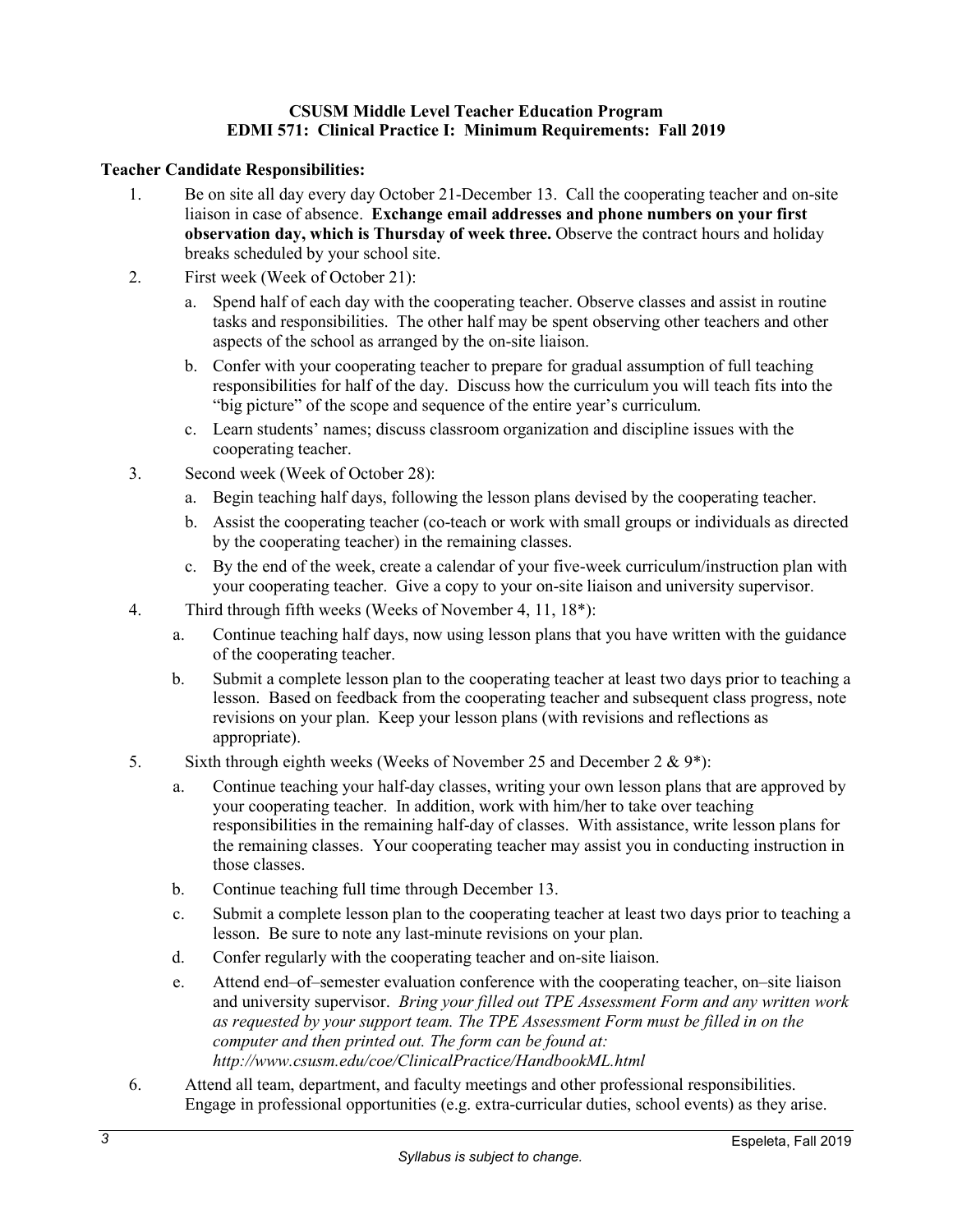**CSUSM Middle Level Teacher Education Program**
**EDMI 571: Clinical Practice I: Minimum Requirements: Fall 2019**

**Teacher Candidate Responsibilities:**

1. Be on site all day every day October 21-December 13. Call the cooperating teacher and on-site liaison in case of absence. **Exchange email addresses and phone numbers on your first observation day, which is Thursday of week three.** Observe the contract hours and holiday breaks scheduled by your school site.
2. First week (Week of October 21):
   a. Spend half of each day with the cooperating teacher. Observe classes and assist in routine tasks and responsibilities. The other half may be spent observing other teachers and other aspects of the school as arranged by the on-site liaison.
   b. Confer with your cooperating teacher to prepare for gradual assumption of full teaching responsibilities for half of the day. Discuss how the curriculum you will teach fits into the "big picture" of the scope and sequence of the entire year's curriculum.
   c. Learn students' names; discuss classroom organization and discipline issues with the cooperating teacher.
3. Second week (Week of October 28):
   a. Begin teaching half days, following the lesson plans devised by the cooperating teacher.
   b. Assist the cooperating teacher (co-teach or work with small groups or individuals as directed by the cooperating teacher) in the remaining classes.
   c. By the end of the week, create a calendar of your five-week curriculum/instruction plan with your cooperating teacher. Give a copy to your on-site liaison and university supervisor.
4. Third through fifth weeks (Weeks of November 4, 11, 18*):
   a. Continue teaching half days, now using lesson plans that you have written with the guidance of the cooperating teacher.
   b. Submit a complete lesson plan to the cooperating teacher at least two days prior to teaching a lesson. Based on feedback from the cooperating teacher and subsequent class progress, note revisions on your plan. Keep your lesson plans (with revisions and reflections as appropriate).
5. Sixth through eighth weeks (Weeks of November 25 and December 2 & 9*):
   a. Continue teaching your half-day classes, writing your own lesson plans that are approved by your cooperating teacher. In addition, work with him/her to take over teaching responsibilities in the remaining half-day of classes. With assistance, write lesson plans for the remaining classes. Your cooperating teacher may assist you in conducting instruction in those classes.
   b. Continue teaching full time through December 13.
   c. Submit a complete lesson plan to the cooperating teacher at least two days prior to teaching a lesson. Be sure to note any last-minute revisions on your plan.
   d. Confer regularly with the cooperating teacher and on-site liaison.
   e. Attend end–of–semester evaluation conference with the cooperating teacher, on–site liaison and university supervisor. *Bring your filled out TPE Assessment Form and any written work as requested by your support team. The TPE Assessment Form must be filled in on the computer and then printed out. The form can be found at: http://www.csusm.edu/coe/ClinicalPractice/HandbookML.html*
6. Attend all team, department, and faculty meetings and other professional responsibilities. Engage in professional opportunities (e.g. extra-curricular duties, school events) as they arise.

*Syllabus is subject to change.*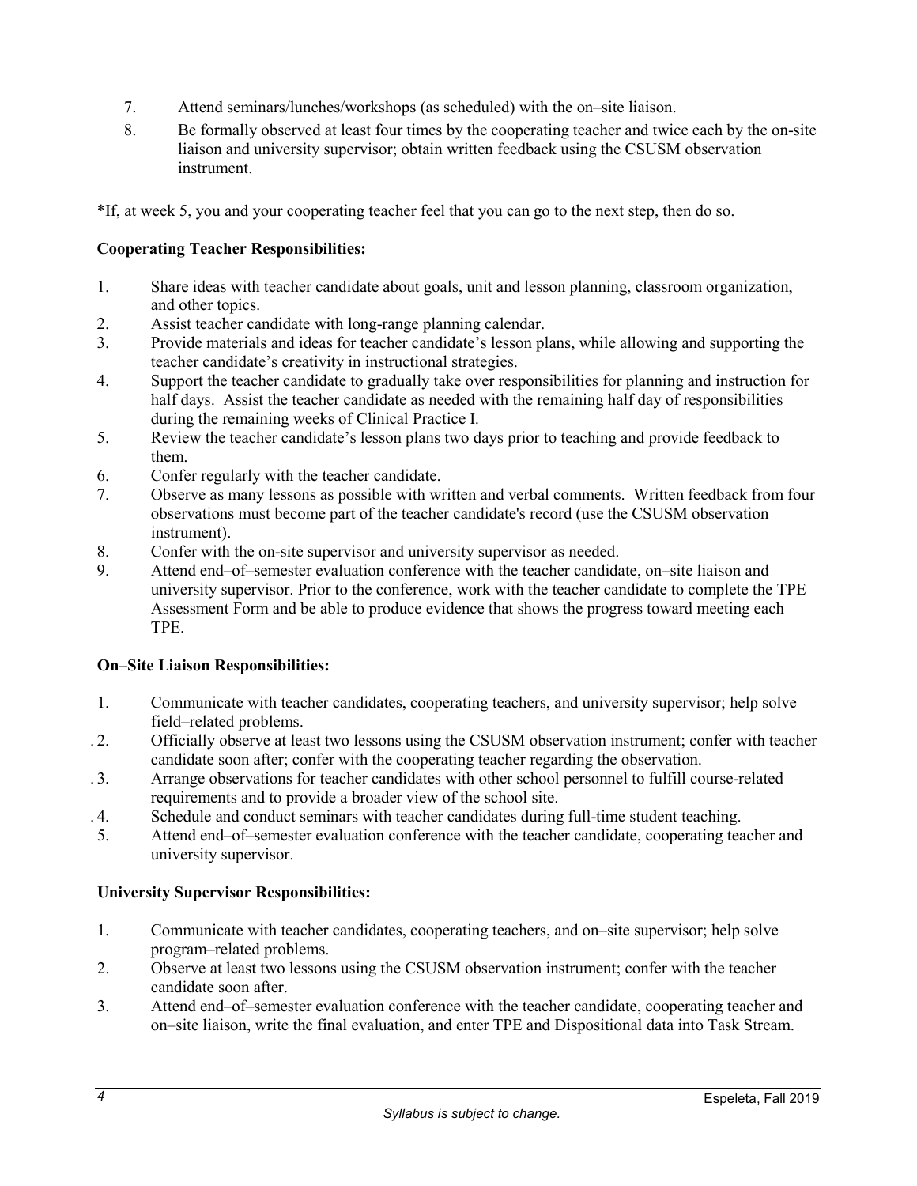7. Attend seminars/lunches/workshops (as scheduled) with the on–site liaison.
8. Be formally observed at least four times by the cooperating teacher and twice each by the on-site liaison and university supervisor; obtain written feedback using the CSUSM observation instrument.

*If, at week 5, you and your cooperating teacher feel that you can go to the next step, then do so.

**Cooperating Teacher Responsibilities:**

1. Share ideas with teacher candidate about goals, unit and lesson planning, classroom organization, and other topics.
2. Assist teacher candidate with long-range planning calendar.
3. Provide materials and ideas for teacher candidate's lesson plans, while allowing and supporting the teacher candidate's creativity in instructional strategies.
4. Support the teacher candidate to gradually take over responsibilities for planning and instruction for half days. Assist the teacher candidate as needed with the remaining half day of responsibilities during the remaining weeks of Clinical Practice I.
5. Review the teacher candidate's lesson plans two days prior to teaching and provide feedback to them.
6. Confer regularly with the teacher candidate.
7. Observe as many lessons as possible with written and verbal comments. Written feedback from four observations must become part of the teacher candidate's record (use the CSUSM observation instrument).
8. Confer with the on-site supervisor and university supervisor as needed.
9. Attend end–of–semester evaluation conference with the teacher candidate, on–site liaison and university supervisor. Prior to the conference, work with the teacher candidate to complete the TPE Assessment Form and be able to produce evidence that shows the progress toward meeting each TPE.

**On–Site Liaison Responsibilities:**

1. Communicate with teacher candidates, cooperating teachers, and university supervisor; help solve field–related problems.
2. Officially observe at least two lessons using the CSUSM observation instrument; confer with teacher candidate soon after; confer with the cooperating teacher regarding the observation.
3. Arrange observations for teacher candidates with other school personnel to fulfill course-related requirements and to provide a broader view of the school site.
4. Schedule and conduct seminars with teacher candidates during full-time student teaching.
5. Attend end–of–semester evaluation conference with the teacher candidate, cooperating teacher and university supervisor.

**University Supervisor Responsibilities:**

1. Communicate with teacher candidates, cooperating teachers, and on–site supervisor; help solve program–related problems.
2. Observe at least two lessons using the CSUSM observation instrument; confer with the teacher candidate soon after.
3. Attend end–of–semester evaluation conference with the teacher candidate, cooperating teacher and on–site liaison, write the final evaluation, and enter TPE and Dispositional data into Task Stream.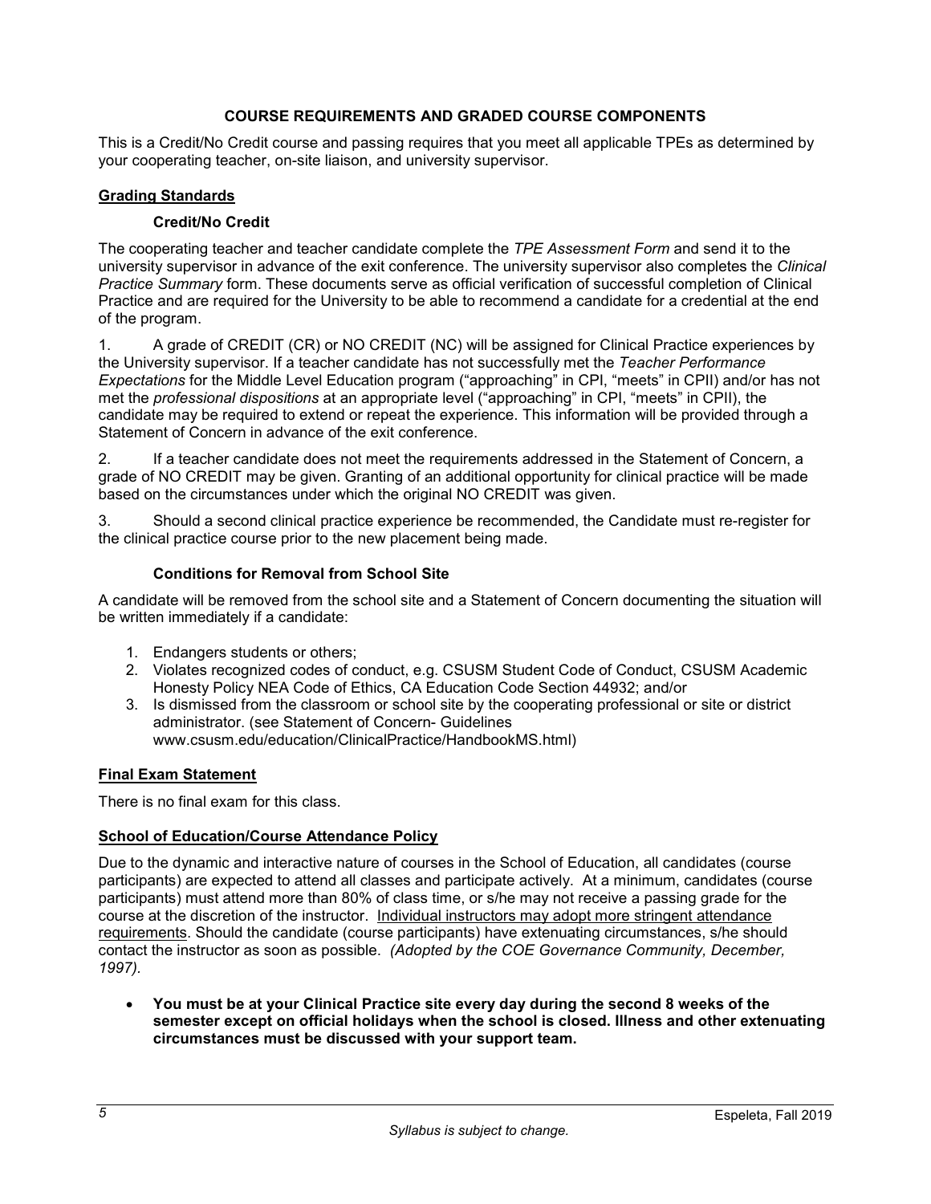## COURSE REQUIREMENTS AND GRADED COURSE COMPONENTS

This is a Credit/No Credit course and passing requires that you meet all applicable TPEs as determined by your cooperating teacher, on-site liaison, and university supervisor.

### Grading Standards

#### Credit/No Credit

The cooperating teacher and teacher candidate complete the *TPE Assessment Form* and send it to the university supervisor in advance of the exit conference. The university supervisor also completes the *Clinical Practice Summary* form. These documents serve as official verification of successful completion of Clinical Practice and are required for the University to be able to recommend a candidate for a credential at the end of the program.

1. A grade of CREDIT (CR) or NO CREDIT (NC) will be assigned for Clinical Practice experiences by the University supervisor. If a teacher candidate has not successfully met the *Teacher Performance Expectations* for the Middle Level Education program ("approaching" in CPI, "meets" in CPII) and/or has not met the *professional dispositions* at an appropriate level ("approaching" in CPI, "meets" in CPII), the candidate may be required to extend or repeat the experience. This information will be provided through a Statement of Concern in advance of the exit conference.

2. If a teacher candidate does not meet the requirements addressed in the Statement of Concern, a grade of NO CREDIT may be given. Granting of an additional opportunity for clinical practice will be made based on the circumstances under which the original NO CREDIT was given.

3. Should a second clinical practice experience be recommended, the Candidate must re-register for the clinical practice course prior to the new placement being made.

#### Conditions for Removal from School Site

A candidate will be removed from the school site and a Statement of Concern documenting the situation will be written immediately if a candidate:

1. Endangers students or others;
2. Violates recognized codes of conduct, e.g. CSUSM Student Code of Conduct, CSUSM Academic Honesty Policy NEA Code of Ethics, CA Education Code Section 44932; and/or
3. Is dismissed from the classroom or school site by the cooperating professional or site or district administrator. (see Statement of Concern- Guidelines www.csusm.edu/education/ClinicalPractice/HandbookMS.html)

### Final Exam Statement

There is no final exam for this class.

### School of Education/Course Attendance Policy

Due to the dynamic and interactive nature of courses in the School of Education, all candidates (course participants) are expected to attend all classes and participate actively. At a minimum, candidates (course participants) must attend more than 80% of class time, or s/he may not receive a passing grade for the course at the discretion of the instructor. Individual instructors may adopt more stringent attendance requirements. Should the candidate (course participants) have extenuating circumstances, s/he should contact the instructor as soon as possible. *(Adopted by the COE Governance Community, December, 1997).*

- **You must be at your Clinical Practice site every day during the second 8 weeks of the semester except on official holidays when the school is closed. Illness and other extenuating circumstances must be discussed with your support team.**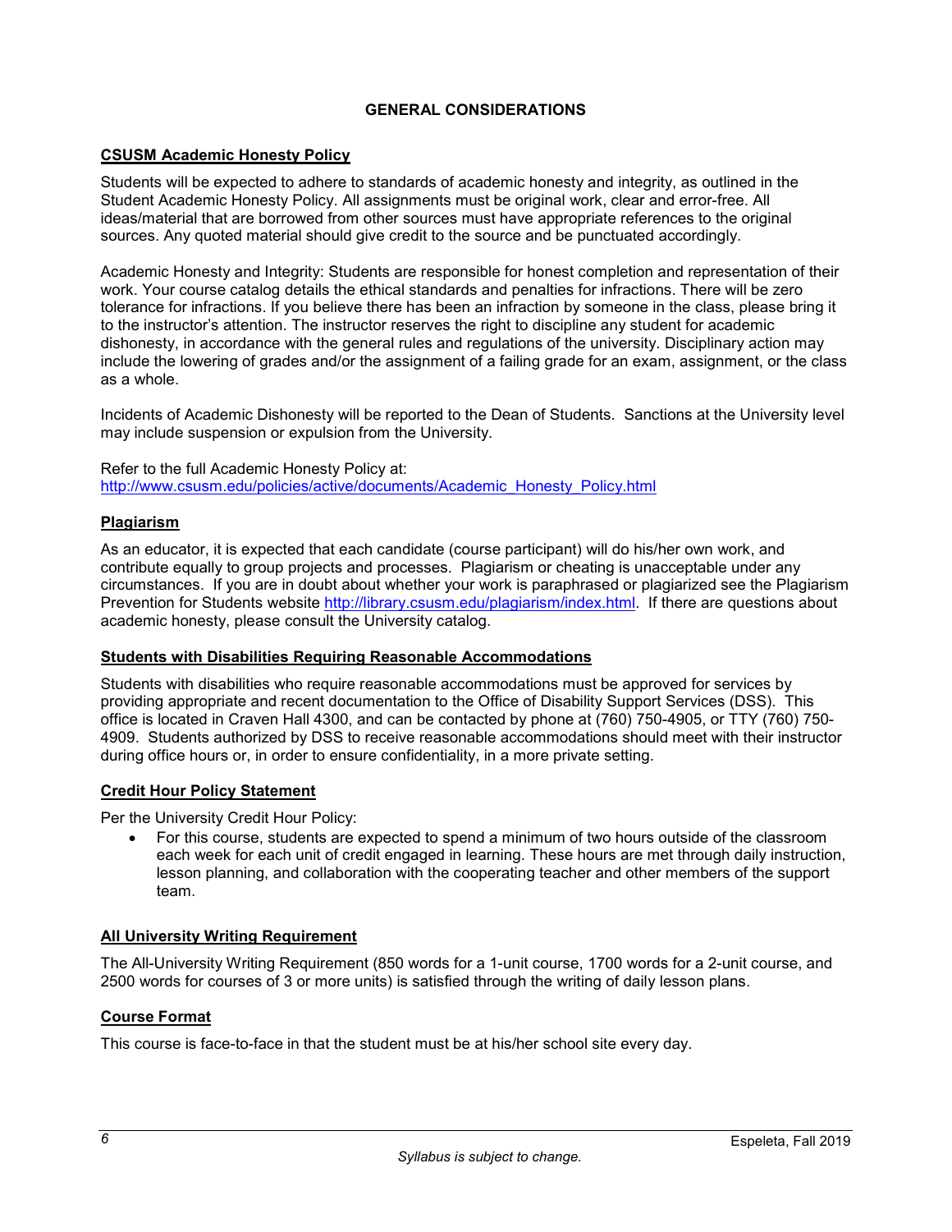# GENERAL CONSIDERATIONS

## CSUSM Academic Honesty Policy

Students will be expected to adhere to standards of academic honesty and integrity, as outlined in the Student Academic Honesty Policy. All assignments must be original work, clear and error-free. All ideas/material that are borrowed from other sources must have appropriate references to the original sources. Any quoted material should give credit to the source and be punctuated accordingly.

Academic Honesty and Integrity: Students are responsible for honest completion and representation of their work. Your course catalog details the ethical standards and penalties for infractions. There will be zero tolerance for infractions. If you believe there has been an infraction by someone in the class, please bring it to the instructor's attention. The instructor reserves the right to discipline any student for academic dishonesty, in accordance with the general rules and regulations of the university. Disciplinary action may include the lowering of grades and/or the assignment of a failing grade for an exam, assignment, or the class as a whole.

Incidents of Academic Dishonesty will be reported to the Dean of Students. Sanctions at the University level may include suspension or expulsion from the University.

Refer to the full Academic Honesty Policy at:
http://www.csusm.edu/policies/active/documents/Academic_Honesty_Policy.html

## Plagiarism

As an educator, it is expected that each candidate (course participant) will do his/her own work, and contribute equally to group projects and processes. Plagiarism or cheating is unacceptable under any circumstances. If you are in doubt about whether your work is paraphrased or plagiarized see the Plagiarism Prevention for Students website http://library.csusm.edu/plagiarism/index.html. If there are questions about academic honesty, please consult the University catalog.

## Students with Disabilities Requiring Reasonable Accommodations

Students with disabilities who require reasonable accommodations must be approved for services by providing appropriate and recent documentation to the Office of Disability Support Services (DSS). This office is located in Craven Hall 4300, and can be contacted by phone at (760) 750-4905, or TTY (760) 750-4909. Students authorized by DSS to receive reasonable accommodations should meet with their instructor during office hours or, in order to ensure confidentiality, in a more private setting.

## Credit Hour Policy Statement

Per the University Credit Hour Policy:

- For this course, students are expected to spend a minimum of two hours outside of the classroom each week for each unit of credit engaged in learning. These hours are met through daily instruction, lesson planning, and collaboration with the cooperating teacher and other members of the support team.

## All University Writing Requirement

The All-University Writing Requirement (850 words for a 1-unit course, 1700 words for a 2-unit course, and 2500 words for courses of 3 or more units) is satisfied through the writing of daily lesson plans.

## Course Format

This course is face-to-face in that the student must be at his/her school site every day.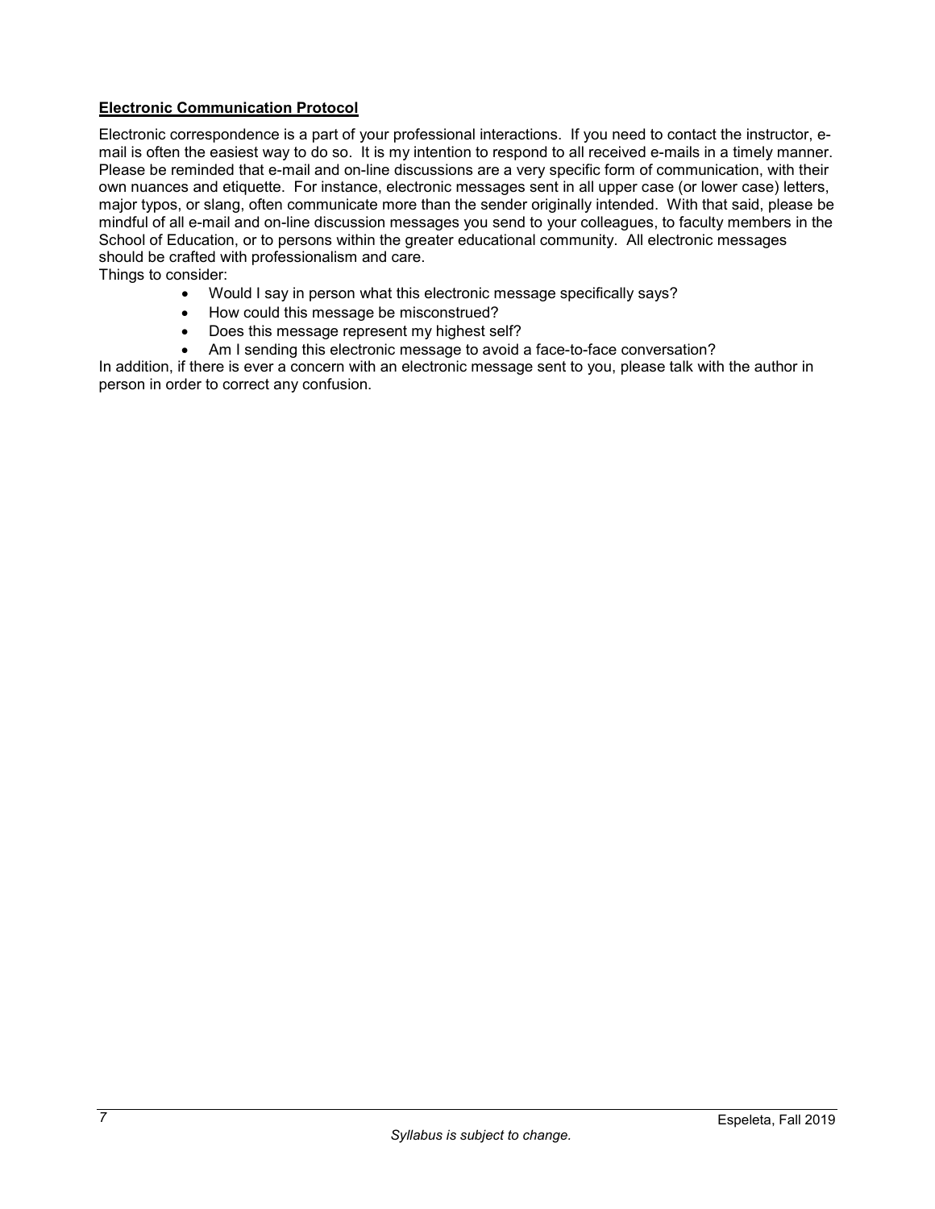**Electronic Communication Protocol**

Electronic correspondence is a part of your professional interactions. If you need to contact the instructor, e-mail is often the easiest way to do so. It is my intention to respond to all received e-mails in a timely manner. Please be reminded that e-mail and on-line discussions are a very specific form of communication, with their own nuances and etiquette. For instance, electronic messages sent in all upper case (or lower case) letters, major typos, or slang, often communicate more than the sender originally intended. With that said, please be mindful of all e-mail and on-line discussion messages you send to your colleagues, to faculty members in the School of Education, or to persons within the greater educational community. All electronic messages should be crafted with professionalism and care.

Things to consider:

- Would I say in person what this electronic message specifically says?
- How could this message be misconstrued?
- Does this message represent my highest self?
- Am I sending this electronic message to avoid a face-to-face conversation?

In addition, if there is ever a concern with an electronic message sent to you, please talk with the author in person in order to correct any confusion.